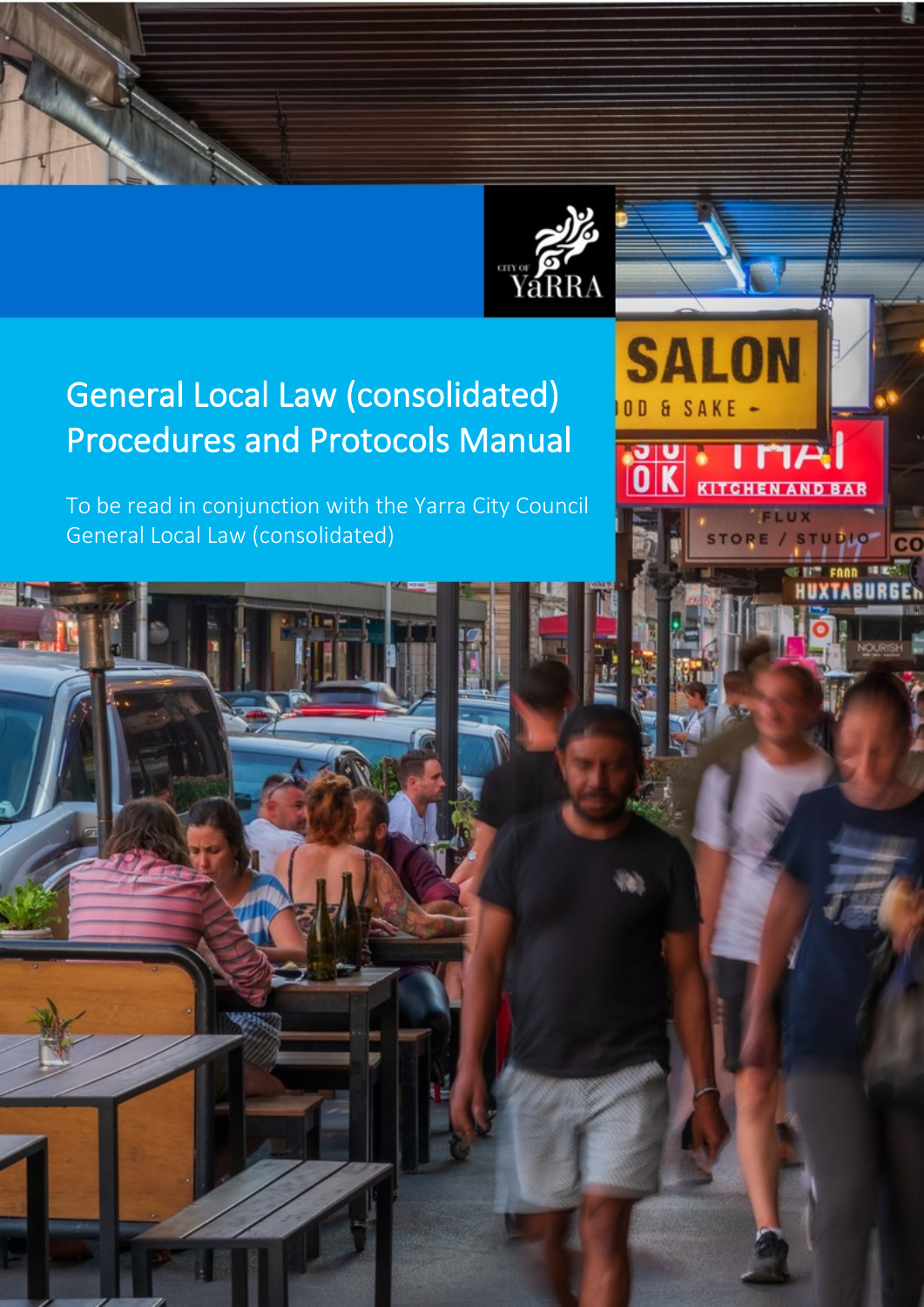# General Local Law (consolidated) Procedures and Protocols Manual

To be read in conjunction with the Yarra City Council General Local Law (consolidated)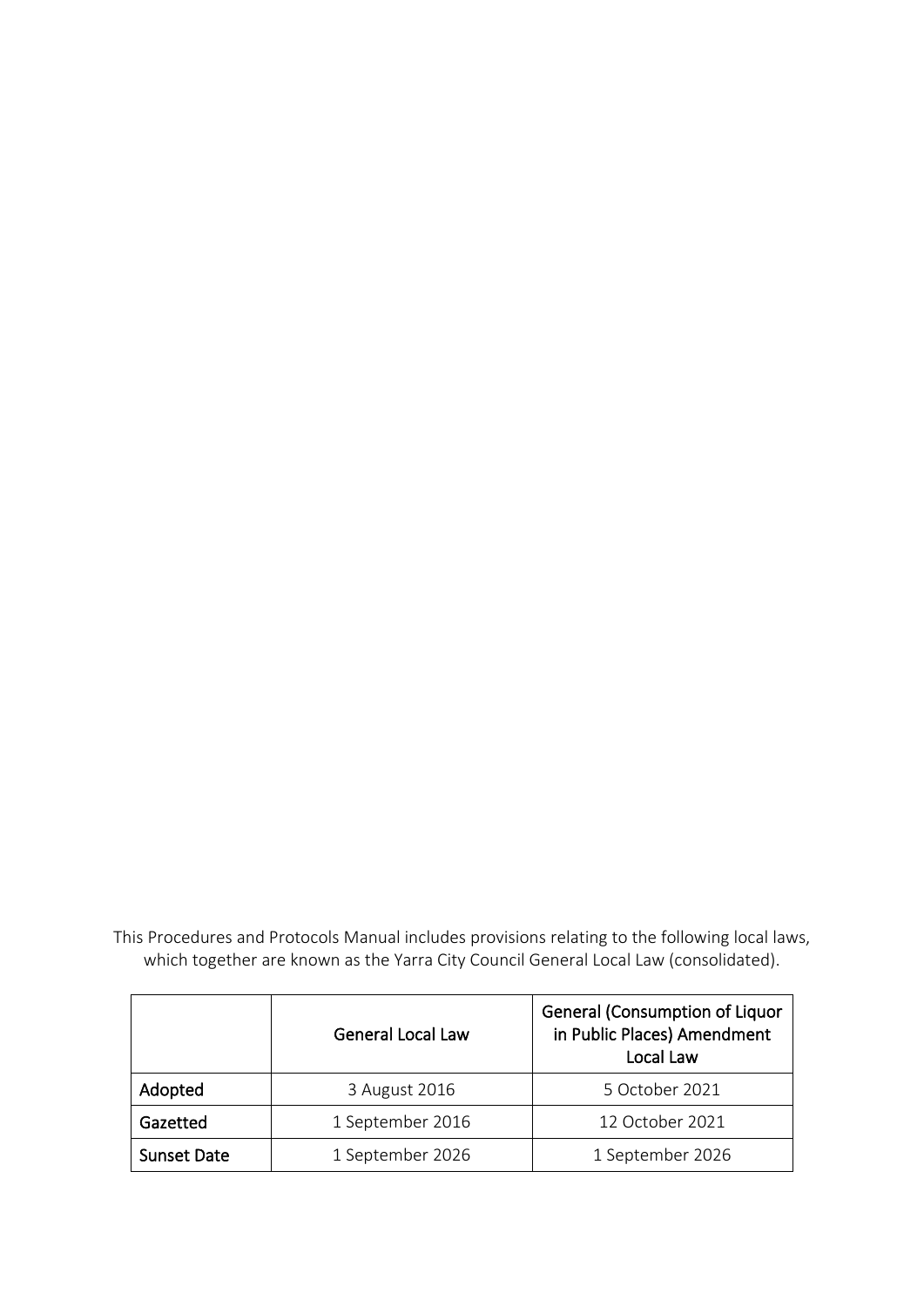This Procedures and Protocols Manual includes provisions relating to the following local laws, which together are known as the Yarra City Council General Local Law (consolidated).

| | General Local Law | General (Consumption of Liquor in Public Places) Amendment Local Law |
|---|---|---|
| Adopted | 3 August 2016 | 5 October 2021 |
| Gazetted | 1 September 2016 | 12 October 2021 |
| Sunset Date | 1 September 2026 | 1 September 2026 |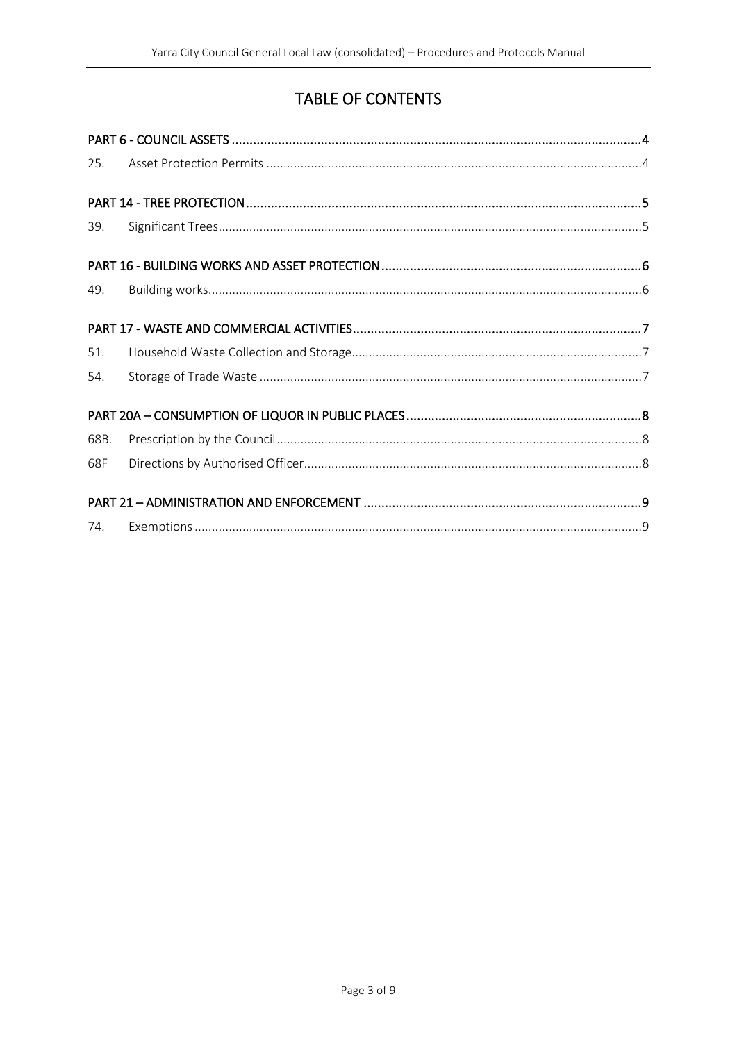# TABLE OF CONTENTS

PART 6 - COUNCIL ASSETS ....................................................................................................................4

25. Asset Protection Permits ....................................................................................................................4

PART 14 - TREE PROTECTION ....................................................................................................................5

39. Significant Trees....................................................................................................................5

PART 16 - BUILDING WORKS AND ASSET PROTECTION ....................................................................................................................6

49. Building works....................................................................................................................6

PART 17 - WASTE AND COMMERCIAL ACTIVITIES....................................................................................................................7

51. Household Waste Collection and Storage....................................................................................................................7

54. Storage of Trade Waste ....................................................................................................................7

PART 20A – CONSUMPTION OF LIQUOR IN PUBLIC PLACES....................................................................................................................8

68B. Prescription by the Council....................................................................................................................8

68F Directions by Authorised Officer....................................................................................................................8

PART 21 – ADMINISTRATION AND ENFORCEMENT ....................................................................................................................9

74. Exemptions ....................................................................................................................9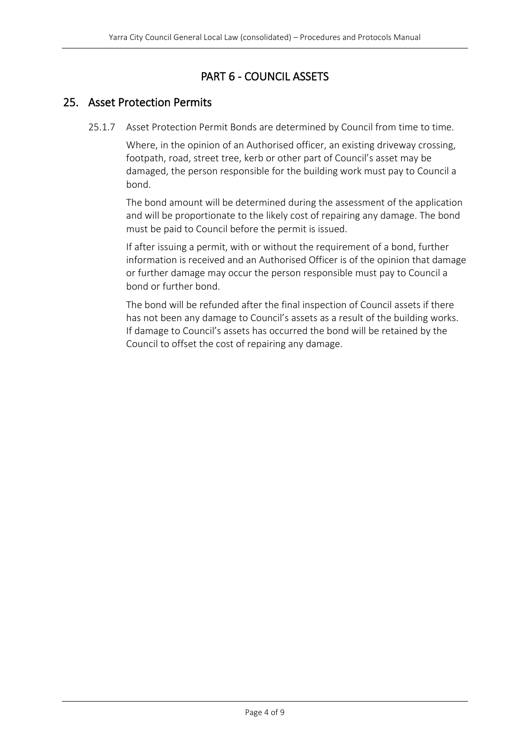# PART 6 - COUNCIL ASSETS

## 25. Asset Protection Permits

25.1.7 Asset Protection Permit Bonds are determined by Council from time to time.

Where, in the opinion of an Authorised officer, an existing driveway crossing, footpath, road, street tree, kerb or other part of Council's asset may be damaged, the person responsible for the building work must pay to Council a bond.

The bond amount will be determined during the assessment of the application and will be proportionate to the likely cost of repairing any damage. The bond must be paid to Council before the permit is issued.

If after issuing a permit, with or without the requirement of a bond, further information is received and an Authorised Officer is of the opinion that damage or further damage may occur the person responsible must pay to Council a bond or further bond.

The bond will be refunded after the final inspection of Council assets if there has not been any damage to Council's assets as a result of the building works. If damage to Council's assets has occurred the bond will be retained by the Council to offset the cost of repairing any damage.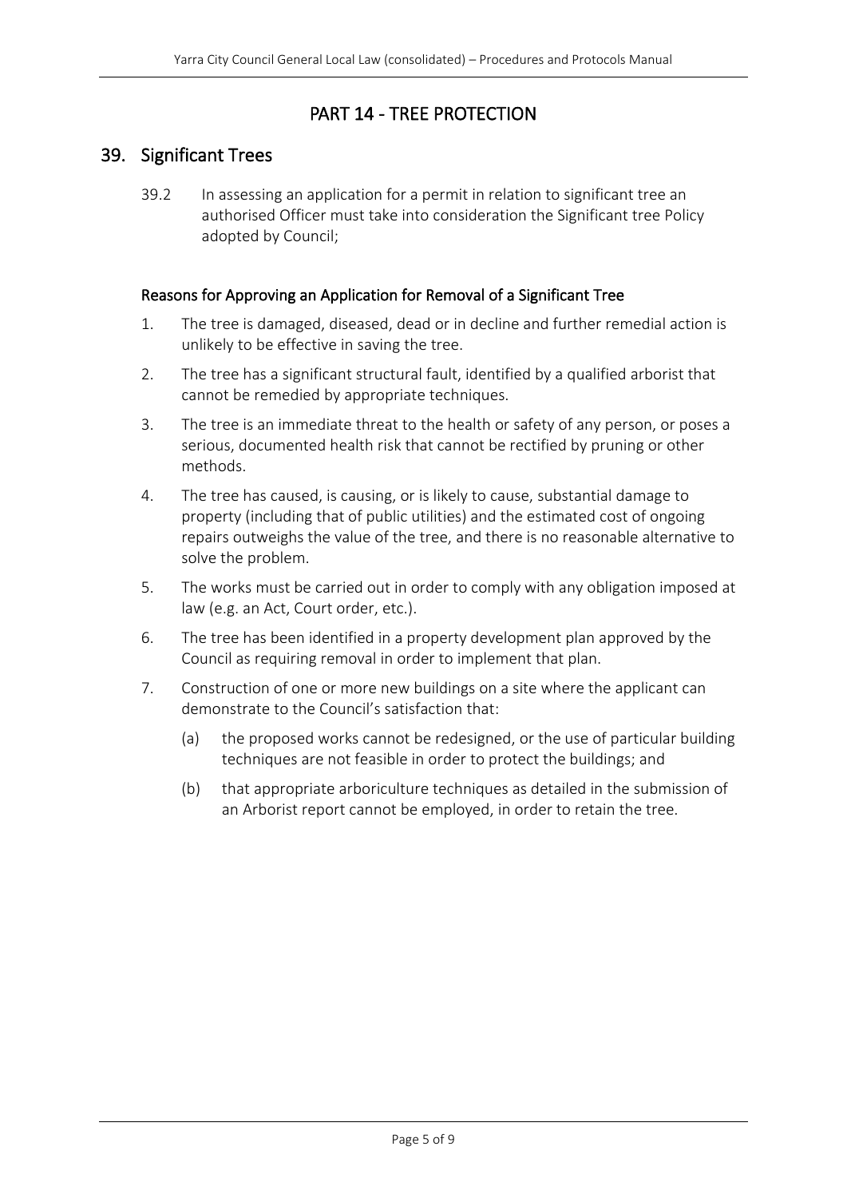# PART 14 - TREE PROTECTION

## 39. Significant Trees

39.2 In assessing an application for a permit in relation to significant tree an authorised Officer must take into consideration the Significant tree Policy adopted by Council;

### Reasons for Approving an Application for Removal of a Significant Tree

1. The tree is damaged, diseased, dead or in decline and further remedial action is unlikely to be effective in saving the tree.
2. The tree has a significant structural fault, identified by a qualified arborist that cannot be remedied by appropriate techniques.
3. The tree is an immediate threat to the health or safety of any person, or poses a serious, documented health risk that cannot be rectified by pruning or other methods.
4. The tree has caused, is causing, or is likely to cause, substantial damage to property (including that of public utilities) and the estimated cost of ongoing repairs outweighs the value of the tree, and there is no reasonable alternative to solve the problem.
5. The works must be carried out in order to comply with any obligation imposed at law (e.g. an Act, Court order, etc.).
6. The tree has been identified in a property development plan approved by the Council as requiring removal in order to implement that plan.
7. Construction of one or more new buildings on a site where the applicant can demonstrate to the Council's satisfaction that:
   (a) the proposed works cannot be redesigned, or the use of particular building techniques are not feasible in order to protect the buildings; and
   (b) that appropriate arboriculture techniques as detailed in the submission of an Arborist report cannot be employed, in order to retain the tree.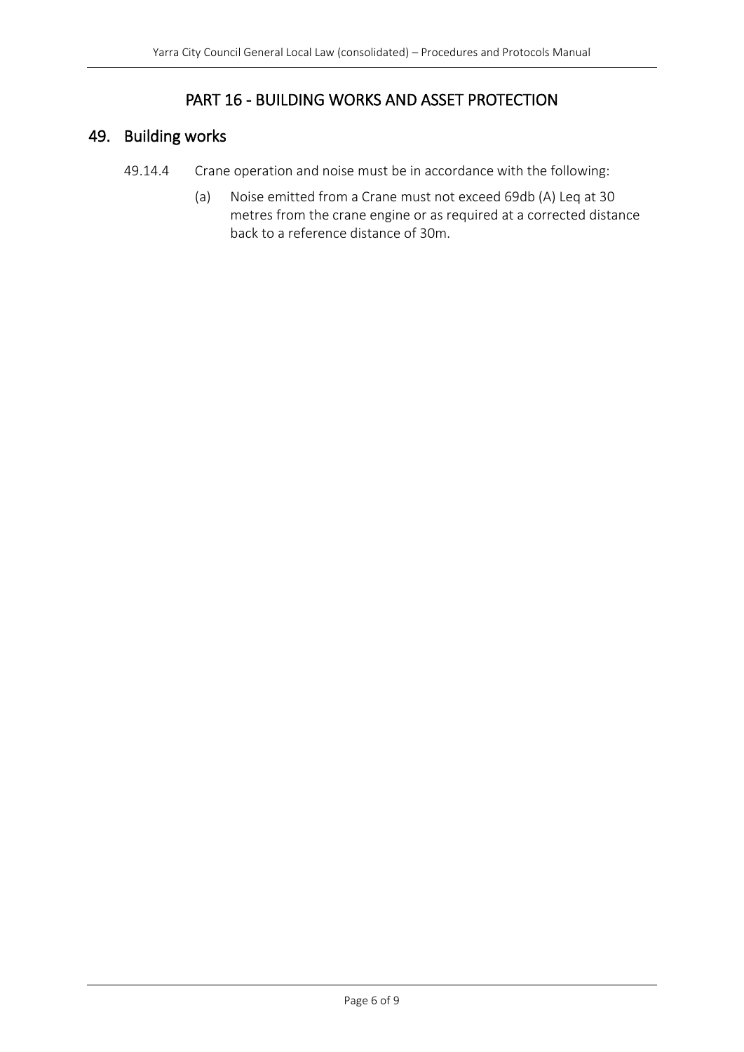# PART 16 - BUILDING WORKS AND ASSET PROTECTION

## 49. Building works

49.14.4 Crane operation and noise must be in accordance with the following:

(a) Noise emitted from a Crane must not exceed 69db (A) Leq at 30 metres from the crane engine or as required at a corrected distance back to a reference distance of 30m.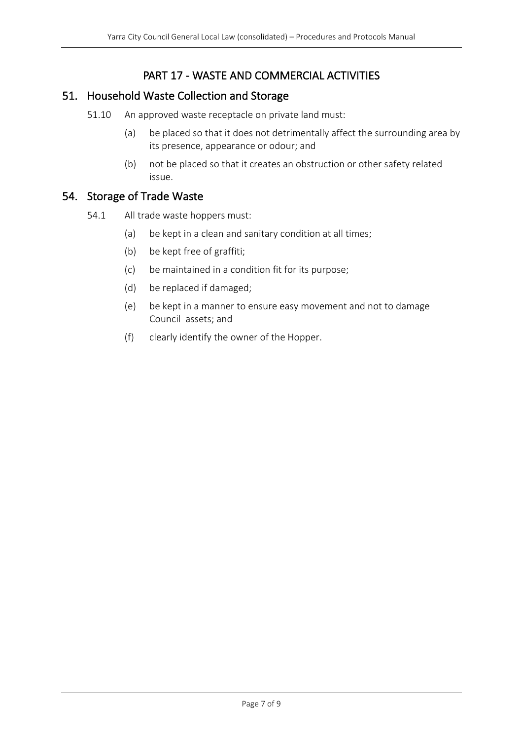# PART 17 - WASTE AND COMMERCIAL ACTIVITIES

## 51. Household Waste Collection and Storage

51.10 An approved waste receptacle on private land must:

(a) be placed so that it does not detrimentally affect the surrounding area by its presence, appearance or odour; and

(b) not be placed so that it creates an obstruction or other safety related issue.

## 54. Storage of Trade Waste

54.1 All trade waste hoppers must:

(a) be kept in a clean and sanitary condition at all times;

(b) be kept free of graffiti;

(c) be maintained in a condition fit for its purpose;

(d) be replaced if damaged;

(e) be kept in a manner to ensure easy movement and not to damage Council assets; and

(f) clearly identify the owner of the Hopper.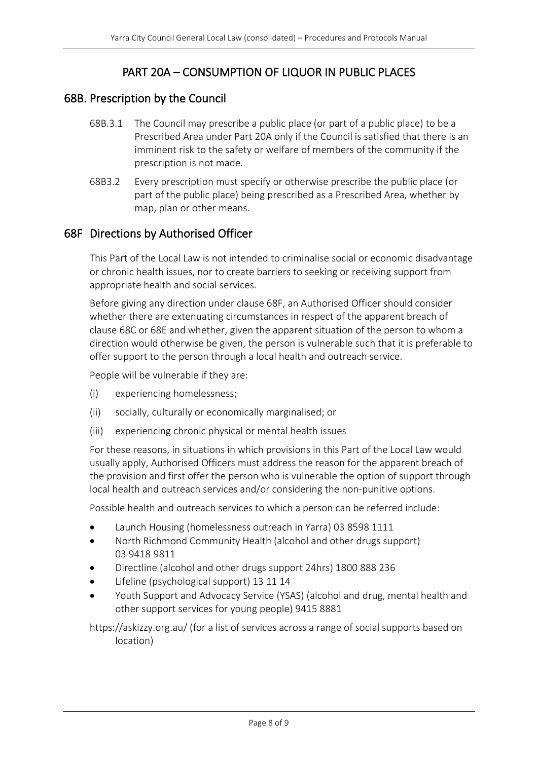# PART 20A – CONSUMPTION OF LIQUOR IN PUBLIC PLACES

## 68B. Prescription by the Council

68B.3.1 The Council may prescribe a public place (or part of a public place) to be a Prescribed Area under Part 20A only if the Council is satisfied that there is an imminent risk to the safety or welfare of members of the community if the prescription is not made.

68B3.2 Every prescription must specify or otherwise prescribe the public place (or part of the public place) being prescribed as a Prescribed Area, whether by map, plan or other means.

## 68F Directions by Authorised Officer

This Part of the Local Law is not intended to criminalise social or economic disadvantage or chronic health issues, nor to create barriers to seeking or receiving support from appropriate health and social services.

Before giving any direction under clause 68F, an Authorised Officer should consider whether there are extenuating circumstances in respect of the apparent breach of clause 68C or 68E and whether, given the apparent situation of the person to whom a direction would otherwise be given, the person is vulnerable such that it is preferable to offer support to the person through a local health and outreach service.

People will be vulnerable if they are:

(i) experiencing homelessness;

(ii) socially, culturally or economically marginalised; or

(iii) experiencing chronic physical or mental health issues

For these reasons, in situations in which provisions in this Part of the Local Law would usually apply, Authorised Officers must address the reason for the apparent breach of the provision and first offer the person who is vulnerable the option of support through local health and outreach services and/or considering the non-punitive options.

Possible health and outreach services to which a person can be referred include:

- Launch Housing (homelessness outreach in Yarra) 03 8598 1111
- North Richmond Community Health (alcohol and other drugs support) 03 9418 9811
- Directline (alcohol and other drugs support 24hrs) 1800 888 236
- Lifeline (psychological support) 13 11 14
- Youth Support and Advocacy Service (YSAS) (alcohol and drug, mental health and other support services for young people) 9415 8881

https://askizzy.org.au/ (for a list of services across a range of social supports based on location)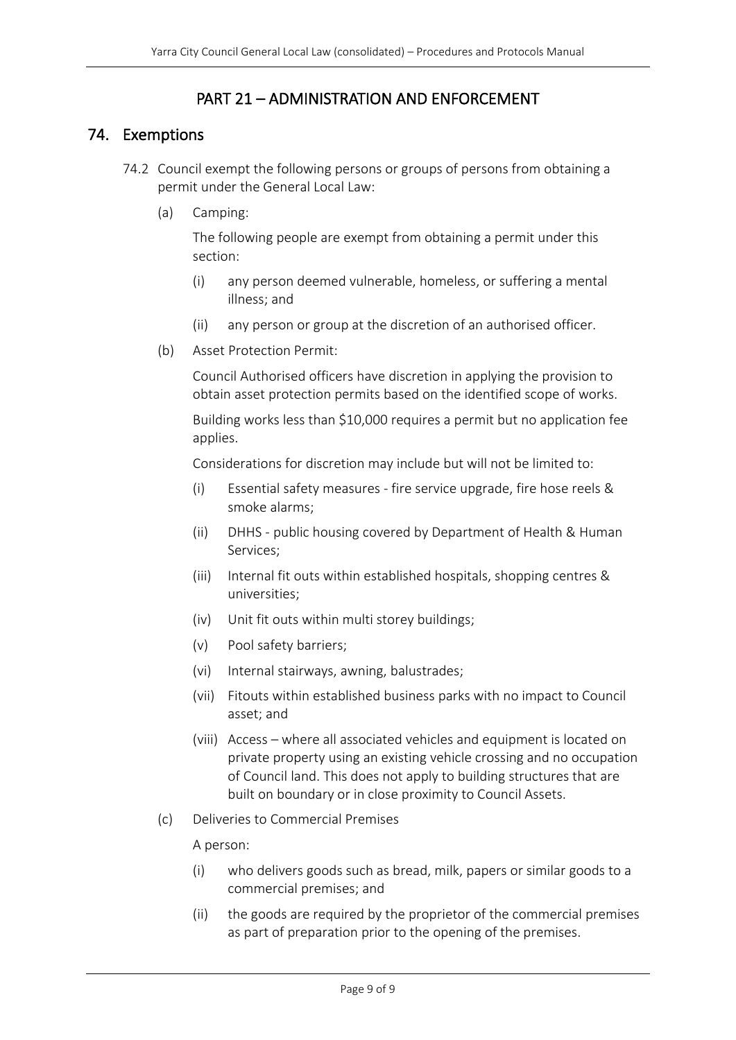# PART 21 – ADMINISTRATION AND ENFORCEMENT

## 74. Exemptions

74.2 Council exempt the following persons or groups of persons from obtaining a permit under the General Local Law:

(a) Camping:

The following people are exempt from obtaining a permit under this section:

(i) any person deemed vulnerable, homeless, or suffering a mental illness; and

(ii) any person or group at the discretion of an authorised officer.

(b) Asset Protection Permit:

Council Authorised officers have discretion in applying the provision to obtain asset protection permits based on the identified scope of works.

Building works less than $10,000 requires a permit but no application fee applies.

Considerations for discretion may include but will not be limited to:

(i) Essential safety measures - fire service upgrade, fire hose reels & smoke alarms;

(ii) DHHS - public housing covered by Department of Health & Human Services;

(iii) Internal fit outs within established hospitals, shopping centres & universities;

(iv) Unit fit outs within multi storey buildings;

(v) Pool safety barriers;

(vi) Internal stairways, awning, balustrades;

(vii) Fitouts within established business parks with no impact to Council asset; and

(viii) Access – where all associated vehicles and equipment is located on private property using an existing vehicle crossing and no occupation of Council land. This does not apply to building structures that are built on boundary or in close proximity to Council Assets.

(c) Deliveries to Commercial Premises

A person:

(i) who delivers goods such as bread, milk, papers or similar goods to a commercial premises; and

(ii) the goods are required by the proprietor of the commercial premises as part of preparation prior to the opening of the premises.